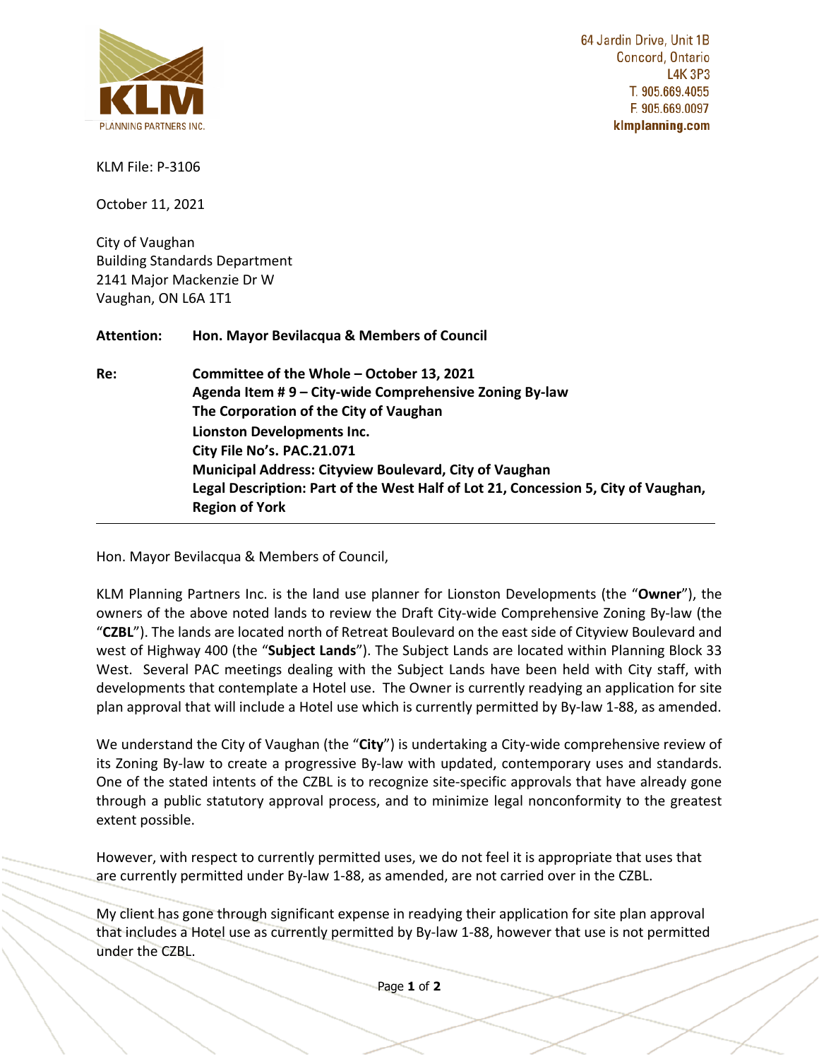KLM PLANNING PARTNERS INC.

64 Jardin Drive, Unit 1B
Concord, Ontario
L4K 3P3
T. 905.669.4055
F. 905.669.0097
**klmplanning.com**

KLM File: P-3106

October 11, 2021

City of Vaughan
Building Standards Department
2141 Major Mackenzie Dr W
Vaughan, ON L6A 1T1

**Attention: Hon. Mayor Bevilacqua & Members of Council**

**Re: Committee of the Whole – October 13, 2021**
**Agenda Item # 9 – City-wide Comprehensive Zoning By-law**
**The Corporation of the City of Vaughan**
**Lionston Developments Inc.**
**City File No's. PAC.21.071**
**Municipal Address: Cityview Boulevard, City of Vaughan**
**Legal Description: Part of the West Half of Lot 21, Concession 5, City of Vaughan, Region of York**

---

Hon. Mayor Bevilacqua & Members of Council,

KLM Planning Partners Inc. is the land use planner for Lionston Developments (the "**Owner**"), the owners of the above noted lands to review the Draft City-wide Comprehensive Zoning By-law (the "**CZBL**"). The lands are located north of Retreat Boulevard on the east side of Cityview Boulevard and west of Highway 400 (the "**Subject Lands**"). The Subject Lands are located within Planning Block 33 West. Several PAC meetings dealing with the Subject Lands have been held with City staff, with developments that contemplate a Hotel use. The Owner is currently readying an application for site plan approval that will include a Hotel use which is currently permitted by By-law 1-88, as amended.

We understand the City of Vaughan (the "**City**") is undertaking a City-wide comprehensive review of its Zoning By-law to create a progressive By-law with updated, contemporary uses and standards. One of the stated intents of the CZBL is to recognize site-specific approvals that have already gone through a public statutory approval process, and to minimize legal nonconformity to the greatest extent possible.

However, with respect to currently permitted uses, we do not feel it is appropriate that uses that are currently permitted under By-law 1-88, as amended, are not carried over in the CZBL.

My client has gone through significant expense in readying their application for site plan approval that includes a Hotel use as currently permitted by By-law 1-88, however that use is not permitted under the CZBL.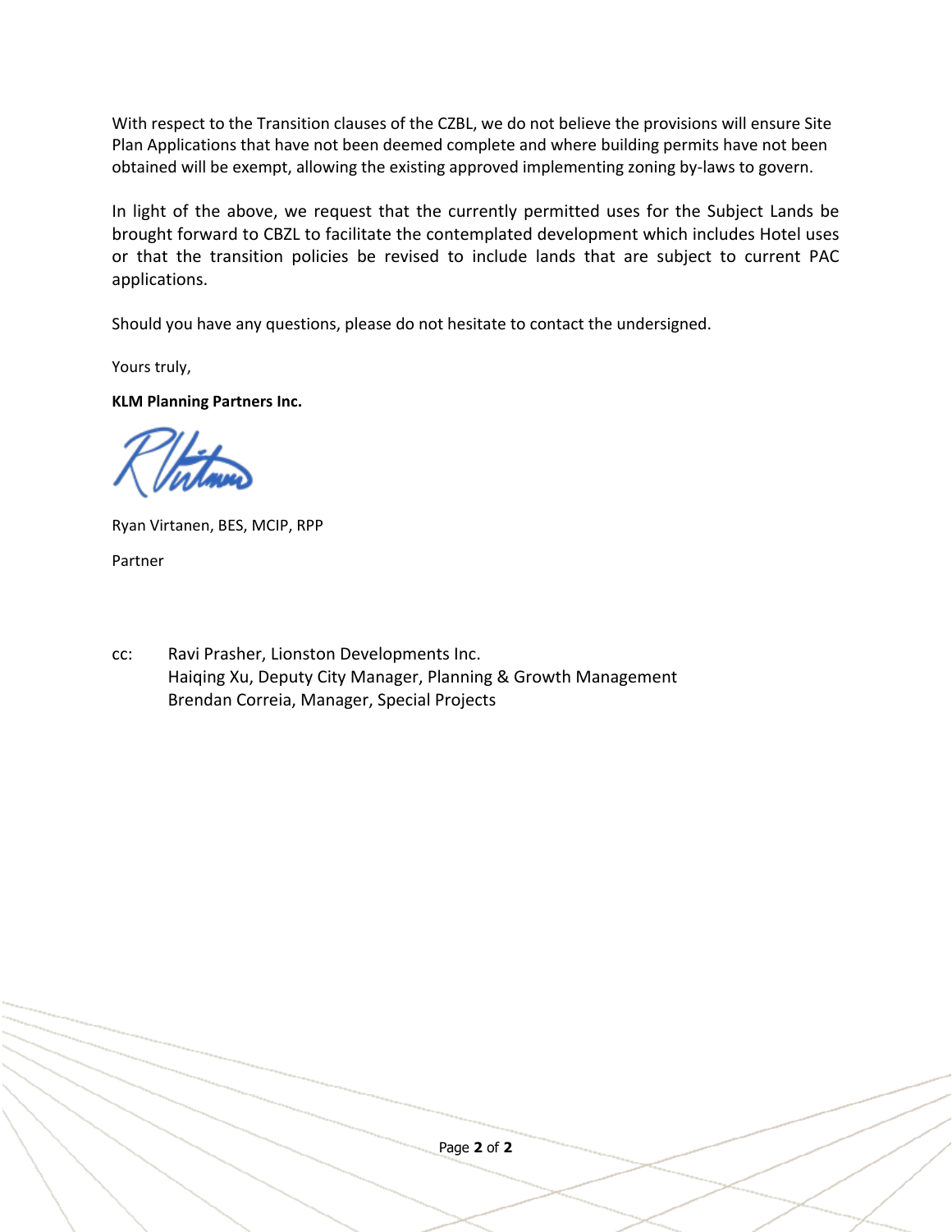With respect to the Transition clauses of the CZBL, we do not believe the provisions will ensure Site Plan Applications that have not been deemed complete and where building permits have not been obtained will be exempt, allowing the existing approved implementing zoning by-laws to govern.

In light of the above, we request that the currently permitted uses for the Subject Lands be brought forward to CBZL to facilitate the contemplated development which includes Hotel uses or that the transition policies be revised to include lands that are subject to current PAC applications.

Should you have any questions, please do not hesitate to contact the undersigned.

Yours truly,

**KLM Planning Partners Inc.**

Ryan Virtanen, BES, MCIP, RPP

Partner

cc: Ravi Prasher, Lionston Developments Inc.
Haiqing Xu, Deputy City Manager, Planning & Growth Management
Brendan Correia, Manager, Special Projects